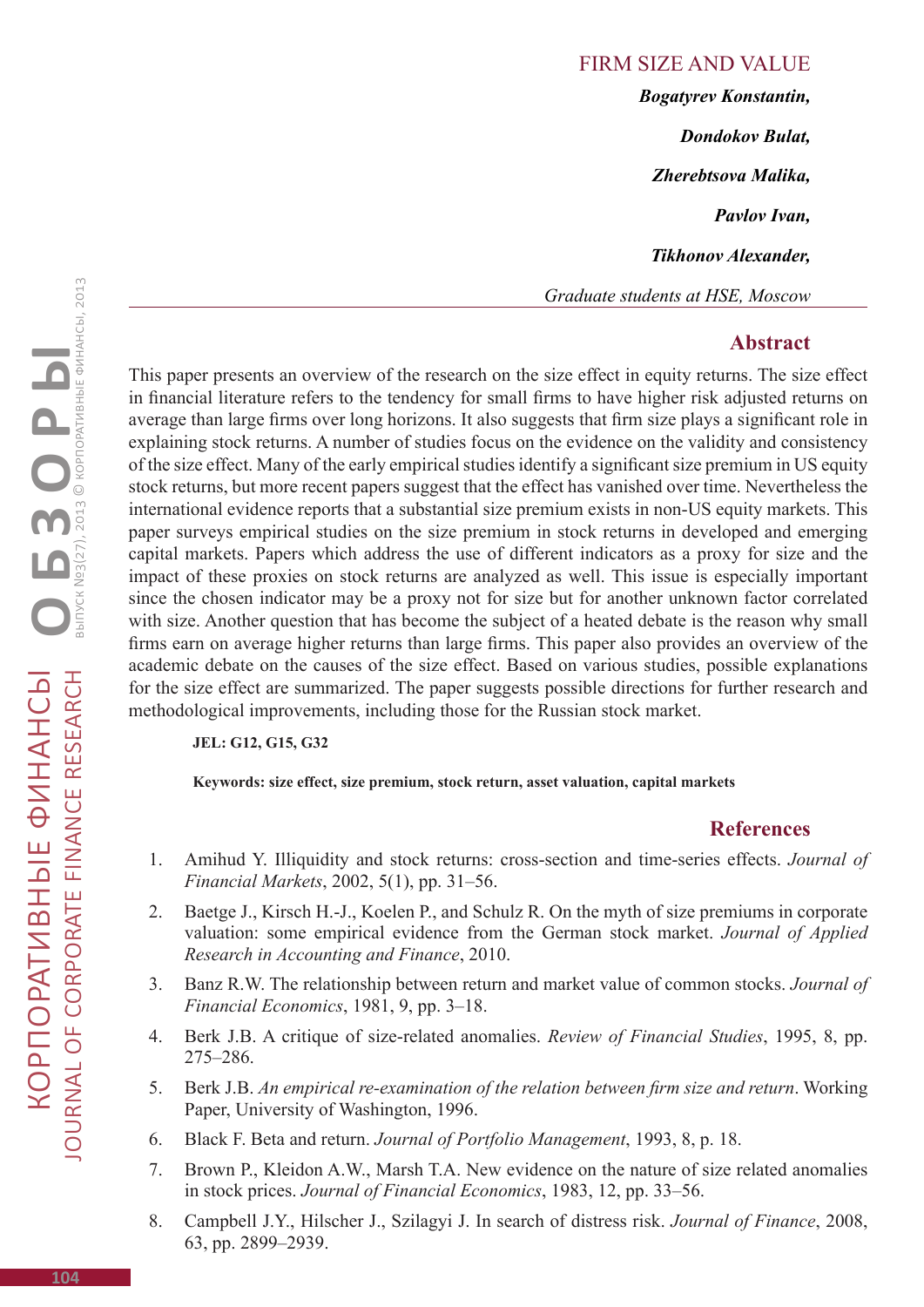# FIRM SIZE AND VALUE

***Bogatyrev Konstantin,***

***Dondokov Bulat,***

***Zherebtsova Malika,***

***Pavlov Ivan,***

***Tikhonov Alexander,***

*Graduate students at HSE, Moscow*

## Abstract

This paper presents an overview of the research on the size effect in equity returns. The size effect in financial literature refers to the tendency for small firms to have higher risk adjusted returns on average than large firms over long horizons. It also suggests that firm size plays a significant role in explaining stock returns. A number of studies focus on the evidence on the validity and consistency of the size effect. Many of the early empirical studies identify a significant size premium in US equity stock returns, but more recent papers suggest that the effect has vanished over time. Nevertheless the international evidence reports that a substantial size premium exists in non-US equity markets. This paper surveys empirical studies on the size premium in stock returns in developed and emerging capital markets. Papers which address the use of different indicators as a proxy for size and the impact of these proxies on stock returns are analyzed as well. This issue is especially important since the chosen indicator may be a proxy not for size but for another unknown factor correlated with size. Another question that has become the subject of a heated debate is the reason why small firms earn on average higher returns than large firms. This paper also provides an overview of the academic debate on the causes of the size effect. Based on various studies, possible explanations for the size effect are summarized. The paper suggests possible directions for further research and methodological improvements, including those for the Russian stock market.

**JEL: G12, G15, G32**

**Keywords: size effect, size premium, stock return, asset valuation, capital markets**

## References

1. Amihud Y. Illiquidity and stock returns: cross-section and time-series effects. *Journal of Financial Markets*, 2002, 5(1), pp. 31–56.
2. Baetge J., Kirsch H.-J., Koelen P., and Schulz R. On the myth of size premiums in corporate valuation: some empirical evidence from the German stock market. *Journal of Applied Research in Accounting and Finance*, 2010.
3. Banz R.W. The relationship between return and market value of common stocks. *Journal of Financial Economics*, 1981, 9, pp. 3–18.
4. Berk J.B. A critique of size-related anomalies. *Review of Financial Studies*, 1995, 8, pp. 275–286.
5. Berk J.B. *An empirical re-examination of the relation between firm size and return*. Working Paper, University of Washington, 1996.
6. Black F. Beta and return. *Journal of Portfolio Management*, 1993, 8, p. 18.
7. Brown P., Kleidon A.W., Marsh T.A. New evidence on the nature of size related anomalies in stock prices. *Journal of Financial Economics*, 1983, 12, pp. 33–56.
8. Campbell J.Y., Hilscher J., Szilagyi J. In search of distress risk. *Journal of Finance*, 2008, 63, pp. 2899–2939.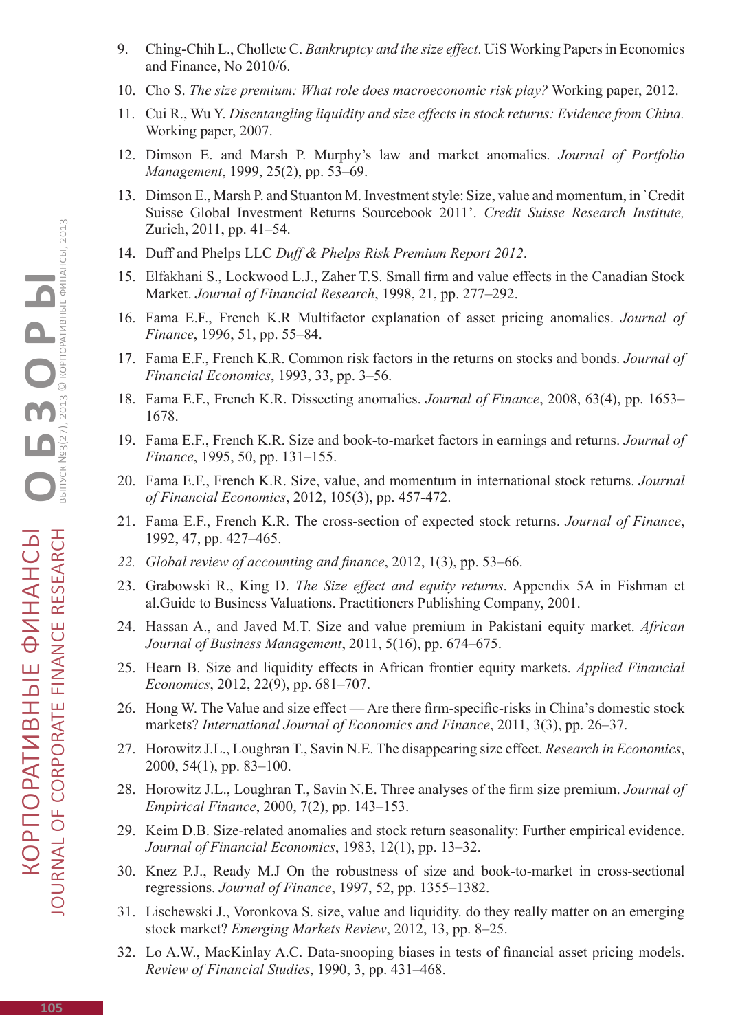9. Ching-Chih L., Chollete C. *Bankruptcy and the size effect*. UiS Working Papers in Economics and Finance, No 2010/6.
10. Cho S. *The size premium: What role does macroeconomic risk play?* Working paper, 2012.
11. Cui R., Wu Y. *Disentangling liquidity and size effects in stock returns: Evidence from China.* Working paper, 2007.
12. Dimson E. and Marsh P. Murphy's law and market anomalies. *Journal of Portfolio Management*, 1999, 25(2), pp. 53–69.
13. Dimson E., Marsh P. and Stuanton M. Investment style: Size, value and momentum, in `Credit Suisse Global Investment Returns Sourcebook 2011'. *Credit Suisse Research Institute,* Zurich, 2011, pp. 41–54.
14. Duff and Phelps LLC *Duff & Phelps Risk Premium Report 2012*.
15. Elfakhani S., Lockwood L.J., Zaher T.S. Small firm and value effects in the Canadian Stock Market. *Journal of Financial Research*, 1998, 21, pp. 277–292.
16. Fama E.F., French K.R Multifactor explanation of asset pricing anomalies. *Journal of Finance*, 1996, 51, pp. 55–84.
17. Fama E.F., French K.R. Common risk factors in the returns on stocks and bonds. *Journal of Financial Economics*, 1993, 33, pp. 3–56.
18. Fama E.F., French K.R. Dissecting anomalies. *Journal of Finance*, 2008, 63(4), pp. 1653–1678.
19. Fama E.F., French K.R. Size and book-to-market factors in earnings and returns. *Journal of Finance*, 1995, 50, pp. 131–155.
20. Fama E.F., French K.R. Size, value, and momentum in international stock returns. *Journal of Financial Economics*, 2012, 105(3), pp. 457-472.
21. Fama E.F., French K.R. The cross-section of expected stock returns. *Journal of Finance*, 1992, 47, pp. 427–465.
22. *Global review of accounting and finance*, 2012, 1(3), pp. 53–66.
23. Grabowski R., King D. *The Size effect and equity returns*. Appendix 5A in Fishman et al.Guide to Business Valuations. Practitioners Publishing Company, 2001.
24. Hassan A., and Javed M.T. Size and value premium in Pakistani equity market. *African Journal of Business Management*, 2011, 5(16), pp. 674–675.
25. Hearn B. Size and liquidity effects in African frontier equity markets. *Applied Financial Economics*, 2012, 22(9), pp. 681–707.
26. Hong W. The Value and size effect — Are there firm-specific-risks in China's domestic stock markets? *International Journal of Economics and Finance*, 2011, 3(3), pp. 26–37.
27. Horowitz J.L., Loughran T., Savin N.E. The disappearing size effect. *Research in Economics*, 2000, 54(1), pp. 83–100.
28. Horowitz J.L., Loughran T., Savin N.E. Three analyses of the firm size premium. *Journal of Empirical Finance*, 2000, 7(2), pp. 143–153.
29. Keim D.B. Size-related anomalies and stock return seasonality: Further empirical evidence. *Journal of Financial Economics*, 1983, 12(1), pp. 13–32.
30. Knez P.J., Ready M.J On the robustness of size and book-to-market in cross-sectional regressions. *Journal of Finance*, 1997, 52, pp. 1355–1382.
31. Lischewski J., Voronkova S. size, value and liquidity. do they really matter on an emerging stock market? *Emerging Markets Review*, 2012, 13, pp. 8–25.
32. Lo A.W., MacKinlay A.C. Data-snooping biases in tests of financial asset pricing models. *Review of Financial Studies*, 1990, 3, pp. 431–468.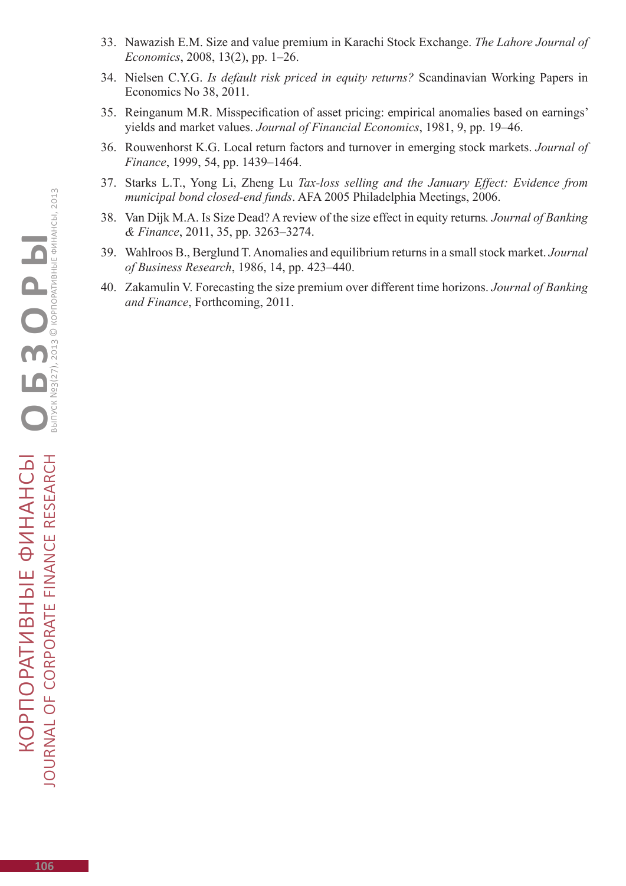33. Nawazish E.M. Size and value premium in Karachi Stock Exchange. *The Lahore Journal of Economics*, 2008, 13(2), pp. 1–26.
34. Nielsen C.Y.G. *Is default risk priced in equity returns?* Scandinavian Working Papers in Economics No 38, 2011.
35. Reinganum M.R. Misspecification of asset pricing: empirical anomalies based on earnings' yields and market values. *Journal of Financial Economics*, 1981, 9, pp. 19–46.
36. Rouwenhorst K.G. Local return factors and turnover in emerging stock markets. *Journal of Finance*, 1999, 54, pp. 1439–1464.
37. Starks L.T., Yong Li, Zheng Lu *Tax-loss selling and the January Effect: Evidence from municipal bond closed-end funds*. AFA 2005 Philadelphia Meetings, 2006.
38. Van Dijk M.A. Is Size Dead? A review of the size effect in equity returns*. Journal of Banking & Finance*, 2011, 35, pp. 3263–3274.
39. Wahlroos B., Berglund T. Anomalies and equilibrium returns in a small stock market. *Journal of Business Research*, 1986, 14, pp. 423–440.
40. Zakamulin V. Forecasting the size premium over different time horizons. *Journal of Banking and Finance*, Forthcoming, 2011.